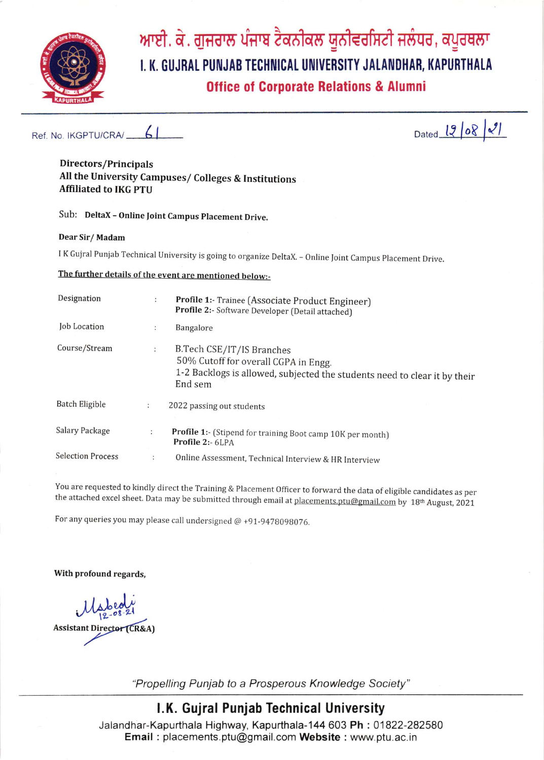# ਆਈ. ਕੇ. ਗੁਜਰਾਲ ਪੰਜਾਬ ਟੈਕਨੀਕਲ ਯੂਨੀਵਰਸਿਟੀ ਜਲੰਧਰ, ਕਪੂਰਥਲਾ

# I. K. GUJRAL PUNJAB TECHNICAL UNIVERSITY JALANDHAR, KAPURTHALA

## Office of Corporate Relations & Alumni

Ref. No. IKGPTU/CRA/ 61

Dated 12/08/21

**Directors/Principals**
**All the University Campuses/ Colleges & Institutions**
**Affiliated to IKG PTU**

Sub: **DeltaX – Online Joint Campus Placement Drive.**

**Dear Sir/ Madam**

I K Gujral Punjab Technical University is going to organize DeltaX. – Online Joint Campus Placement Drive.

**The further details of the event are mentioned below:-**

| | | |
|---|---|---|
| Designation | : | **Profile 1:-** Trainee (Associate Product Engineer)<br>**Profile 2:-** Software Developer (Detail attached) |
| Job Location | : | Bangalore |
| Course/Stream | : | B.Tech CSE/IT/IS Branches<br>50% Cutoff for overall CGPA in Engg.<br>1-2 Backlogs is allowed, subjected the students need to clear it by their End sem |
| Batch Eligible | : | 2022 passing out students |
| Salary Package | : | **Profile 1:-** (Stipend for training Boot camp 10K per month)<br>**Profile 2:-** 6LPA |
| Selection Process | : | Online Assessment, Technical Interview & HR Interview |

You are requested to kindly direct the Training & Placement Officer to forward the data of eligible candidates as per the attached excel sheet. Data may be submitted through email at placements.ptu@gmail.com by 18th August, 2021

For any queries you may please call undersigned @ +91-9478098076.

**With profound regards,**

12-08-21

**Assistant Director (CR&A)**

*"Propelling Punjab to a Prosperous Knowledge Society"*

**I.K. Gujral Punjab Technical University**
Jalandhar-Kapurthala Highway, Kapurthala-144 603 **Ph :** 01822-282580
**Email :** placements.ptu@gmail.com **Website :** www.ptu.ac.in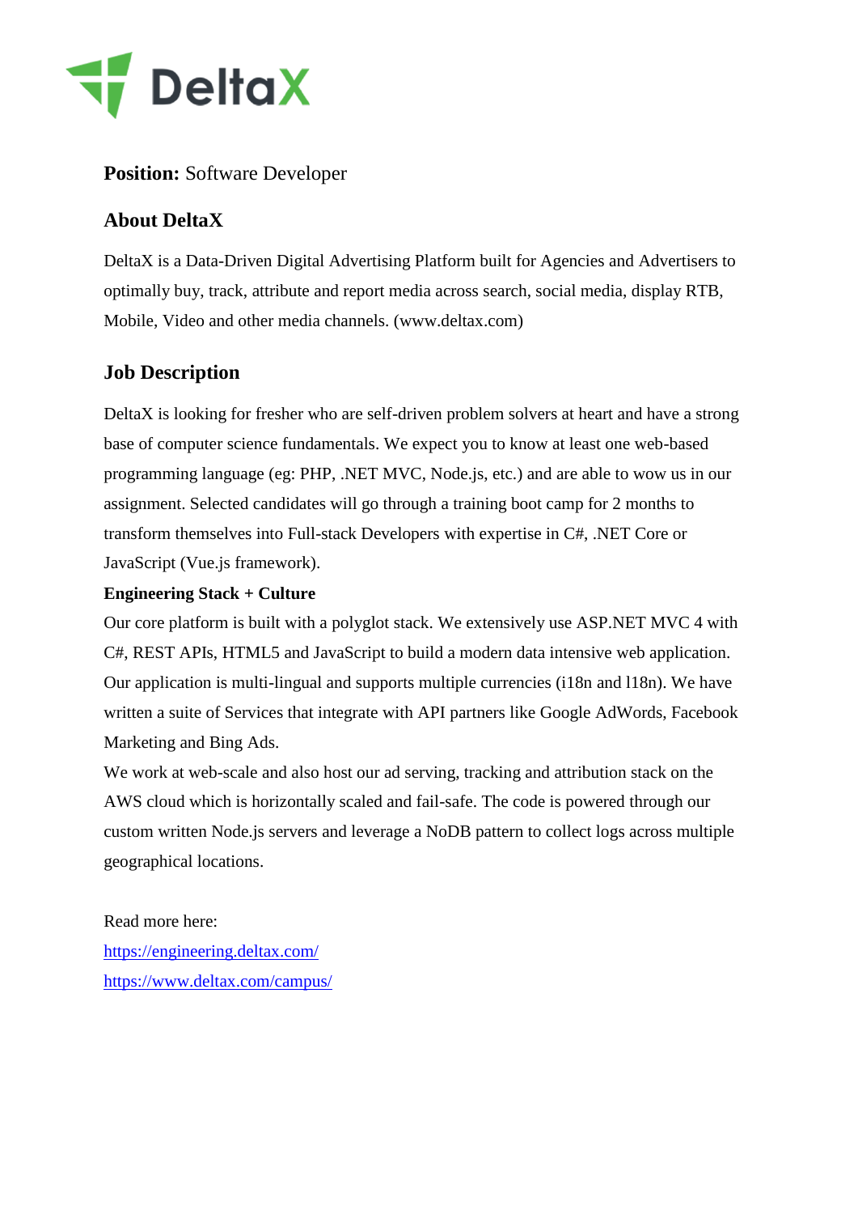**Position:** Software Developer

## About DeltaX

DeltaX is a Data-Driven Digital Advertising Platform built for Agencies and Advertisers to optimally buy, track, attribute and report media across search, social media, display RTB, Mobile, Video and other media channels. (www.deltax.com)

## Job Description

DeltaX is looking for fresher who are self-driven problem solvers at heart and have a strong base of computer science fundamentals. We expect you to know at least one web-based programming language (eg: PHP, .NET MVC, Node.js, etc.) and are able to wow us in our assignment. Selected candidates will go through a training boot camp for 2 months to transform themselves into Full-stack Developers with expertise in C#, .NET Core or JavaScript (Vue.js framework).

**Engineering Stack + Culture**

Our core platform is built with a polyglot stack. We extensively use ASP.NET MVC 4 with C#, REST APIs, HTML5 and JavaScript to build a modern data intensive web application. Our application is multi-lingual and supports multiple currencies (i18n and l18n). We have written a suite of Services that integrate with API partners like Google AdWords, Facebook Marketing and Bing Ads.

We work at web-scale and also host our ad serving, tracking and attribution stack on the AWS cloud which is horizontally scaled and fail-safe. The code is powered through our custom written Node.js servers and leverage a NoDB pattern to collect logs across multiple geographical locations.

Read more here:

[https://engineering.deltax.com/](https://engineering.deltax.com/)

[https://www.deltax.com/campus/](https://www.deltax.com/campus/)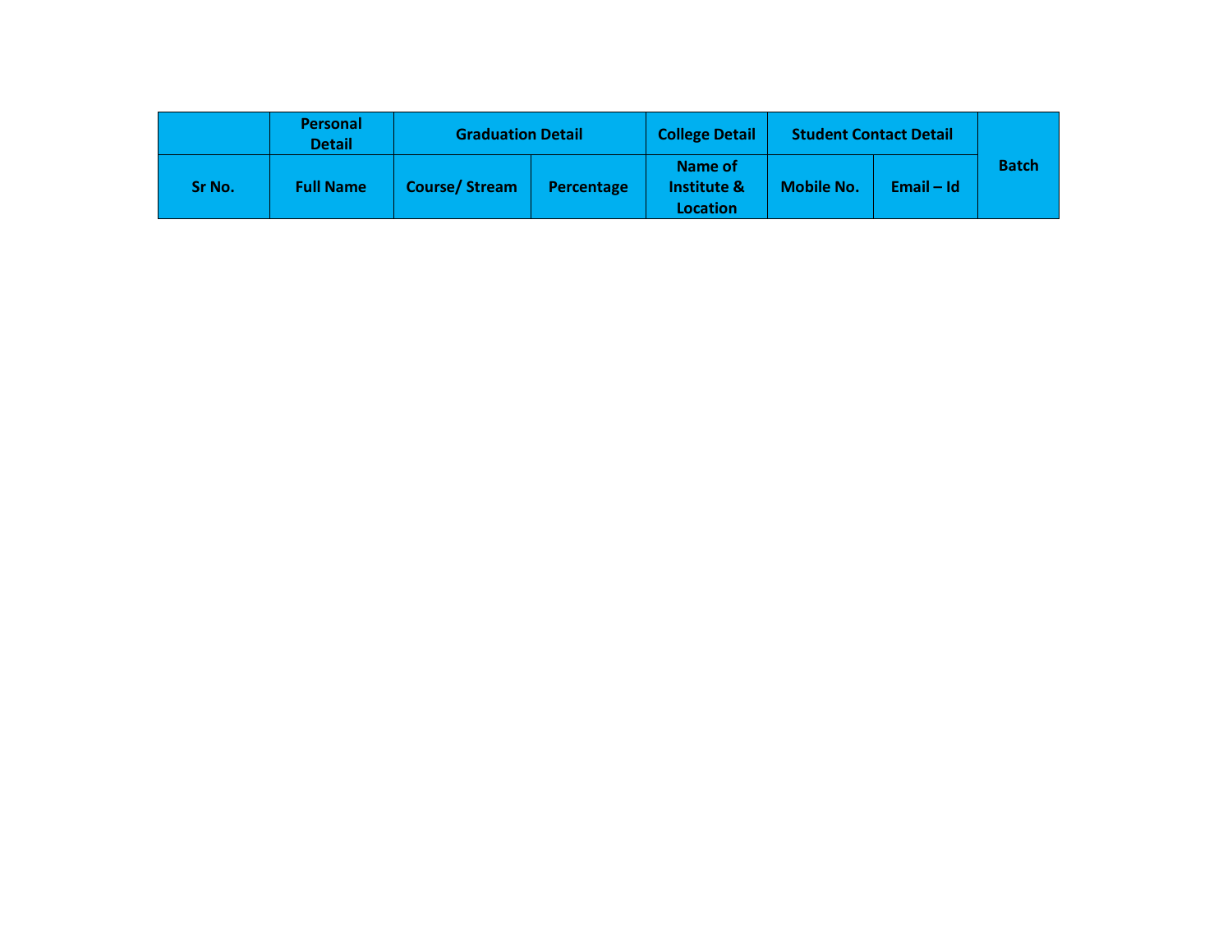| | Personal Detail | Graduation Detail | | College Detail | Student Contact Detail | | Batch |
|---|---|---|---|---|---|---|---|
| Sr No. | Full Name | Course/ Stream | Percentage | Name of Institute & Location | Mobile No. | Email – Id | |